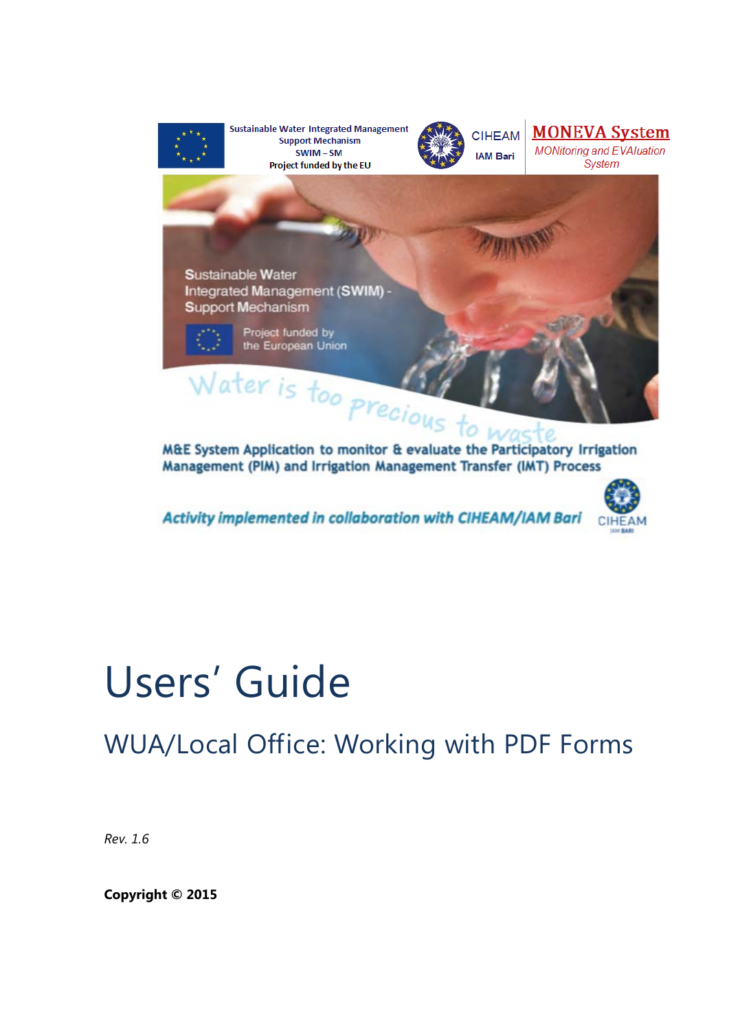Sustainable Water Integrated Management Support Mechanism
SWIM – SM
Project funded by the EU

CIHEAM
IAM Bari

**MONEVA System**
*MONItoring and EVAluation System*

Sustainable Water Integrated Management (SWIM) - Support Mechanism

Project funded by the European Union

Water is too Precious to waste

**M&E System Application to monitor & evaluate the Participatory Irrigation Management (PIM) and Irrigation Management Transfer (IMT) Process**

***Activity implemented in collaboration with CIHEAM/IAM Bari***

CIHEAM
IAM BARI

# Users' Guide

## WUA/Local Office: Working with PDF Forms

*Rev. 1.6*

**Copyright © 2015**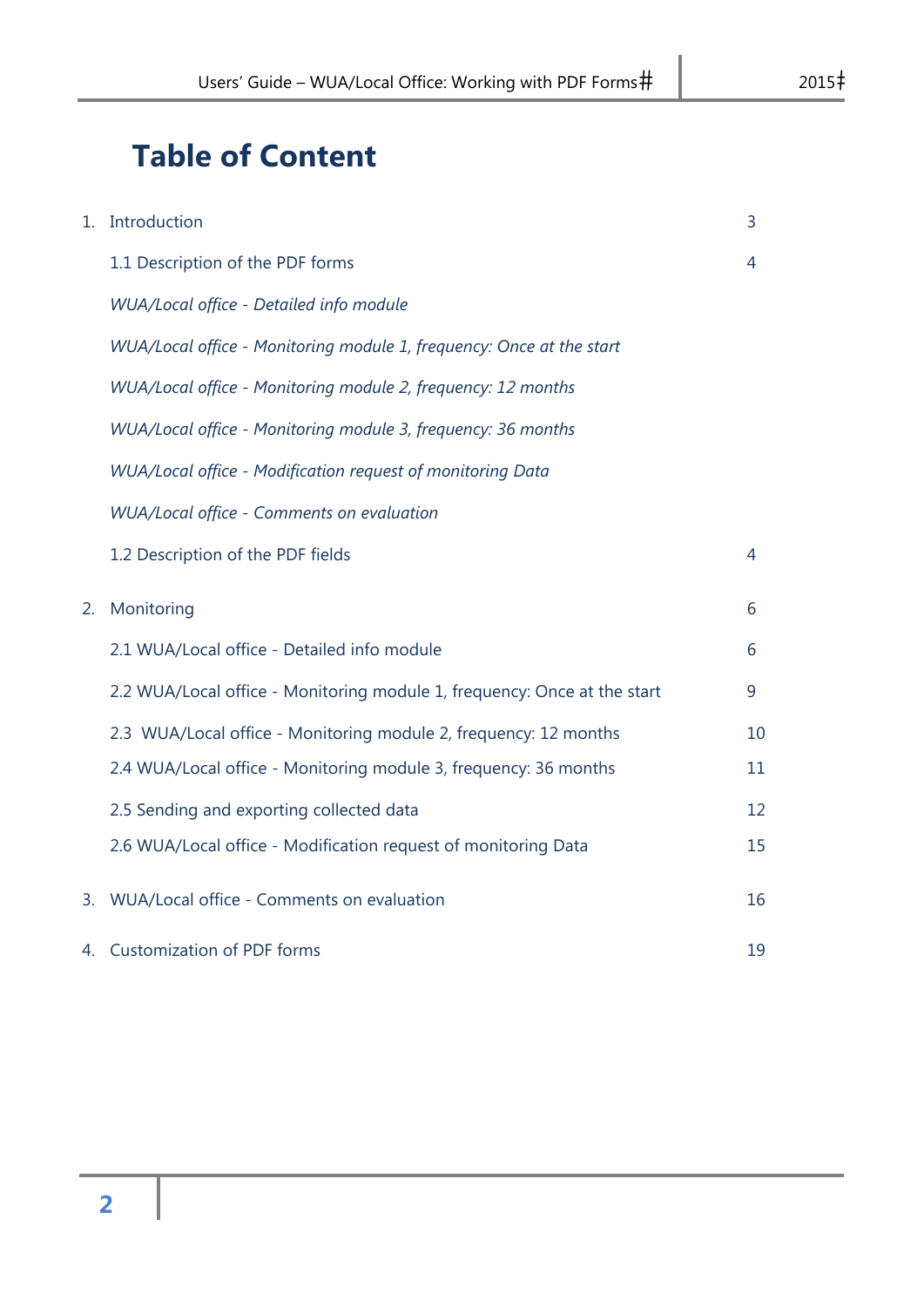# Table of Content

| | |
|---|---|
| 1. Introduction | 3 |
| 1.1 Description of the PDF forms | 4 |
| *WUA/Local office - Detailed info module* | |
| *WUA/Local office - Monitoring module 1, frequency: Once at the start* | |
| *WUA/Local office - Monitoring module 2, frequency: 12 months* | |
| *WUA/Local office - Monitoring module 3, frequency: 36 months* | |
| *WUA/Local office - Modification request of monitoring Data* | |
| *WUA/Local office - Comments on evaluation* | |
| 1.2 Description of the PDF fields | 4 |
| 2. Monitoring | 6 |
| 2.1 WUA/Local office - Detailed info module | 6 |
| 2.2 WUA/Local office - Monitoring module 1, frequency: Once at the start | 9 |
| 2.3 WUA/Local office - Monitoring module 2, frequency: 12 months | 10 |
| 2.4 WUA/Local office - Monitoring module 3, frequency: 36 months | 11 |
| 2.5 Sending and exporting collected data | 12 |
| 2.6 WUA/Local office - Modification request of monitoring Data | 15 |
| 3. WUA/Local office - Comments on evaluation | 16 |
| 4. Customization of PDF forms | 19 |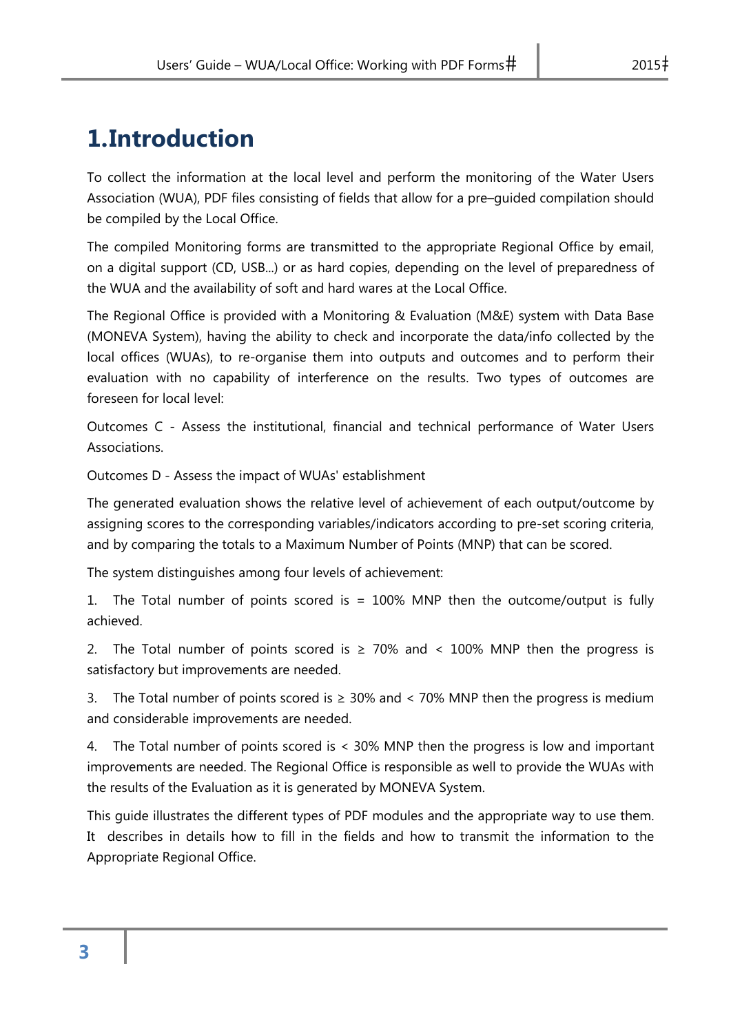# 1.Introduction

To collect the information at the local level and perform the monitoring of the Water Users Association (WUA), PDF files consisting of fields that allow for a pre–guided compilation should be compiled by the Local Office.

The compiled Monitoring forms are transmitted to the appropriate Regional Office by email, on a digital support (CD, USB...) or as hard copies, depending on the level of preparedness of the WUA and the availability of soft and hard wares at the Local Office.

The Regional Office is provided with a Monitoring & Evaluation (M&E) system with Data Base (MONEVA System), having the ability to check and incorporate the data/info collected by the local offices (WUAs), to re-organise them into outputs and outcomes and to perform their evaluation with no capability of interference on the results. Two types of outcomes are foreseen for local level:

Outcomes C - Assess the institutional, financial and technical performance of Water Users Associations.

Outcomes D - Assess the impact of WUAs' establishment

The generated evaluation shows the relative level of achievement of each output/outcome by assigning scores to the corresponding variables/indicators according to pre-set scoring criteria, and by comparing the totals to a Maximum Number of Points (MNP) that can be scored.

The system distinguishes among four levels of achievement:

1. The Total number of points scored is = 100% MNP then the outcome/output is fully achieved.

2. The Total number of points scored is ≥ 70% and < 100% MNP then the progress is satisfactory but improvements are needed.

3. The Total number of points scored is ≥ 30% and < 70% MNP then the progress is medium and considerable improvements are needed.

4. The Total number of points scored is < 30% MNP then the progress is low and important improvements are needed. The Regional Office is responsible as well to provide the WUAs with the results of the Evaluation as it is generated by MONEVA System.

This guide illustrates the different types of PDF modules and the appropriate way to use them. It describes in details how to fill in the fields and how to transmit the information to the Appropriate Regional Office.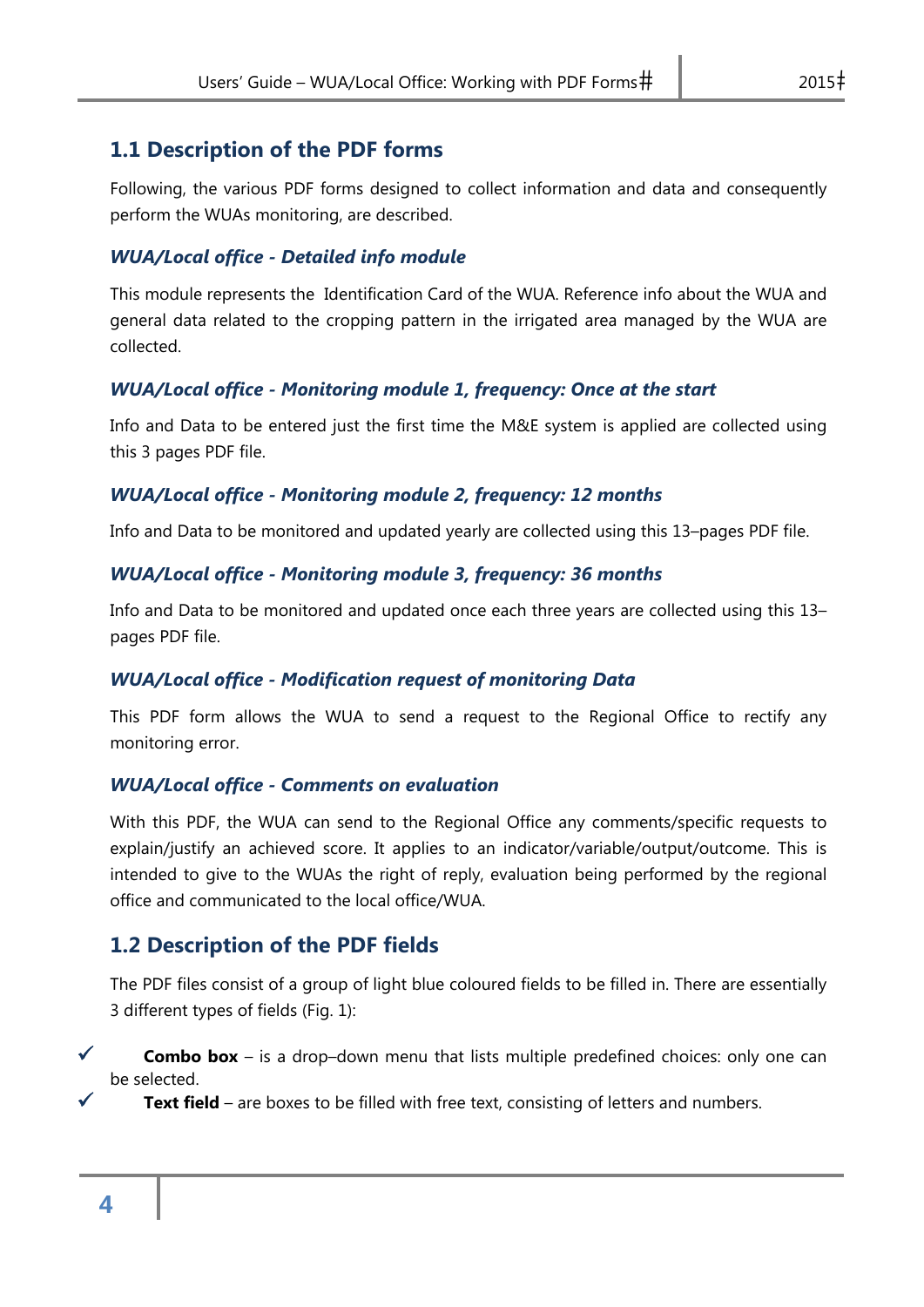## 1.1 Description of the PDF forms

Following, the various PDF forms designed to collect information and data and consequently perform the WUAs monitoring, are described.

### *WUA/Local office - Detailed info module*

This module represents the Identification Card of the WUA. Reference info about the WUA and general data related to the cropping pattern in the irrigated area managed by the WUA are collected.

### *WUA/Local office - Monitoring module 1, frequency: Once at the start*

Info and Data to be entered just the first time the M&E system is applied are collected using this 3 pages PDF file.

### *WUA/Local office - Monitoring module 2, frequency: 12 months*

Info and Data to be monitored and updated yearly are collected using this 13–pages PDF file.

### *WUA/Local office - Monitoring module 3, frequency: 36 months*

Info and Data to be monitored and updated once each three years are collected using this 13–pages PDF file.

### *WUA/Local office - Modification request of monitoring Data*

This PDF form allows the WUA to send a request to the Regional Office to rectify any monitoring error.

### *WUA/Local office - Comments on evaluation*

With this PDF, the WUA can send to the Regional Office any comments/specific requests to explain/justify an achieved score. It applies to an indicator/variable/output/outcome. This is intended to give to the WUAs the right of reply, evaluation being performed by the regional office and communicated to the local office/WUA.

## 1.2 Description of the PDF fields

The PDF files consist of a group of light blue coloured fields to be filled in. There are essentially 3 different types of fields (Fig. 1):

- ✓ **Combo box** – is a drop–down menu that lists multiple predefined choices: only one can be selected.
- ✓ **Text field** – are boxes to be filled with free text, consisting of letters and numbers.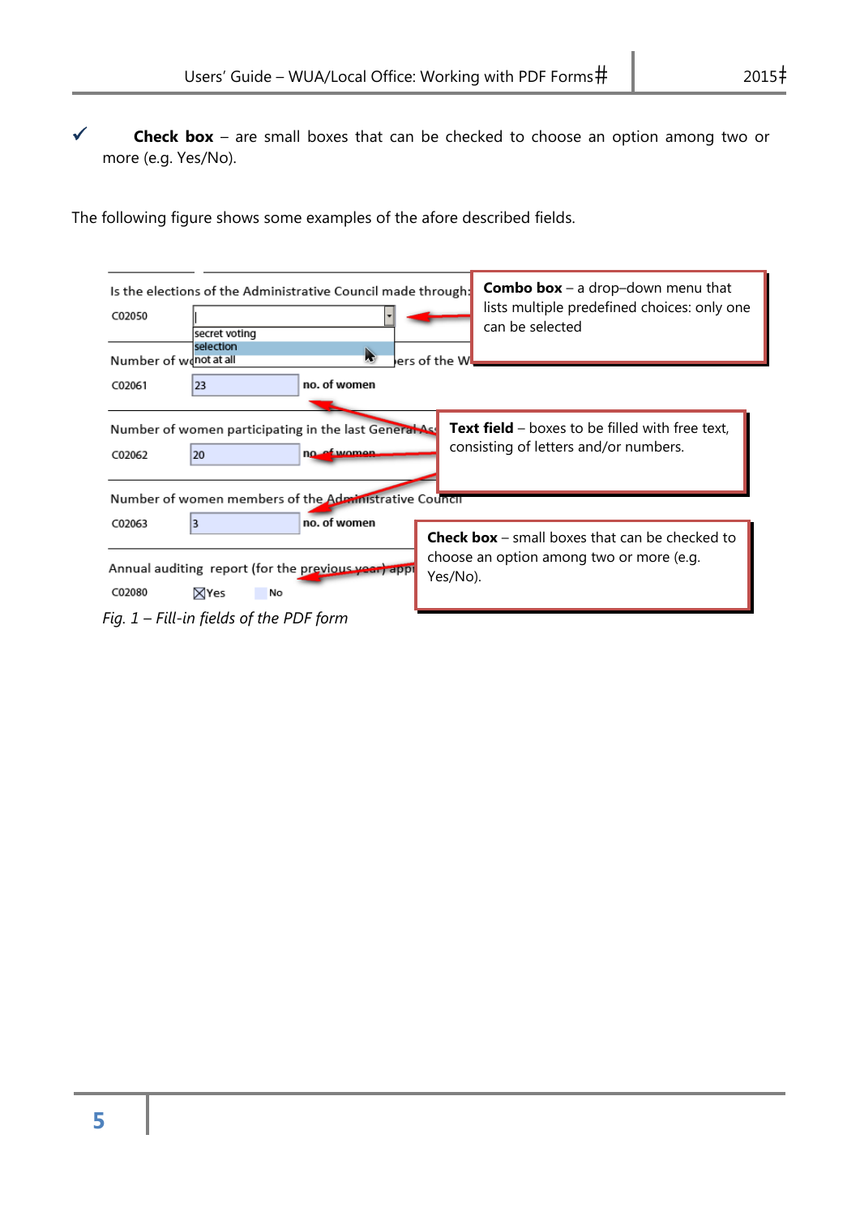- ✓ **Check box** – are small boxes that can be checked to choose an option among two or more (e.g. Yes/No).

The following figure shows some examples of the afore described fields.

Is the elections of the Administrative Council made through:

C02050 [combo box: secret voting / selection / not at all]

**Combo box** – a drop–down menu that lists multiple predefined choices: only one can be selected

Number of women ... ers of the W...

C02061 [23] no. of women

Number of women participating in the last General Ass...

C02062 [20] no. of women

**Text field** – boxes to be filled with free text, consisting of letters and/or numbers.

Number of women members of the Administrative Council

C02063 [3] no. of women

Annual auditing report (for the previous year) appr...

C02080 ☒Yes ☐No

**Check box** – small boxes that can be checked to choose an option among two or more (e.g. Yes/No).

*Fig. 1 – Fill-in fields of the PDF form*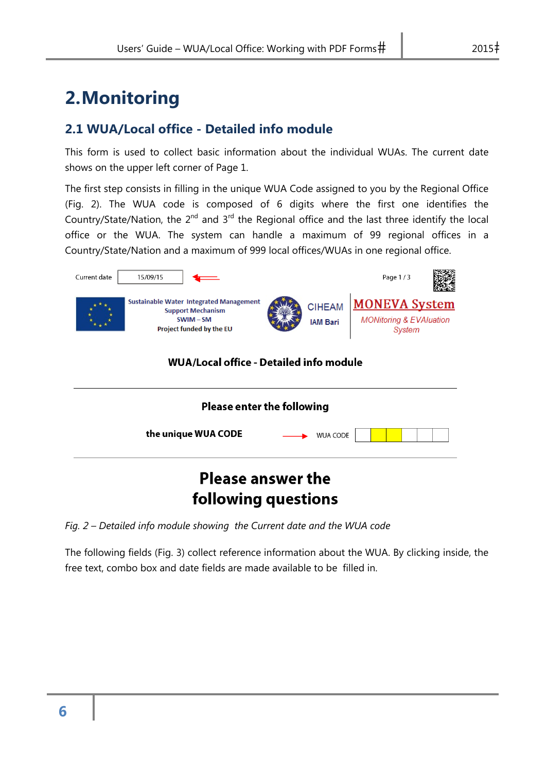# 2. Monitoring

## 2.1 WUA/Local office - Detailed info module

This form is used to collect basic information about the individual WUAs. The current date shows on the upper left corner of Page 1.

The first step consists in filling in the unique WUA Code assigned to you by the Regional Office (Fig. 2). The WUA code is composed of 6 digits where the first one identifies the Country/State/Nation, the 2nd and 3rd the Regional office and the last three identify the local office or the WUA. The system can handle a maximum of 99 regional offices in a Country/State/Nation and a maximum of 999 local offices/WUAs in one regional office.

Current date 15/09/15

Page 1 / 3

Sustainable Water Integrated Management Support Mechanism SWIM – SM Project funded by the EU

CIHEAM IAM Bari

MONEVA System
MONitoring & EVAluation System

**WUA/Local office - Detailed info module**

**Please enter the following**

**the unique WUA CODE** → WUA CODE

**Please answer the following questions**

*Fig. 2 – Detailed info module showing the Current date and the WUA code*

The following fields (Fig. 3) collect reference information about the WUA. By clicking inside, the free text, combo box and date fields are made available to be filled in.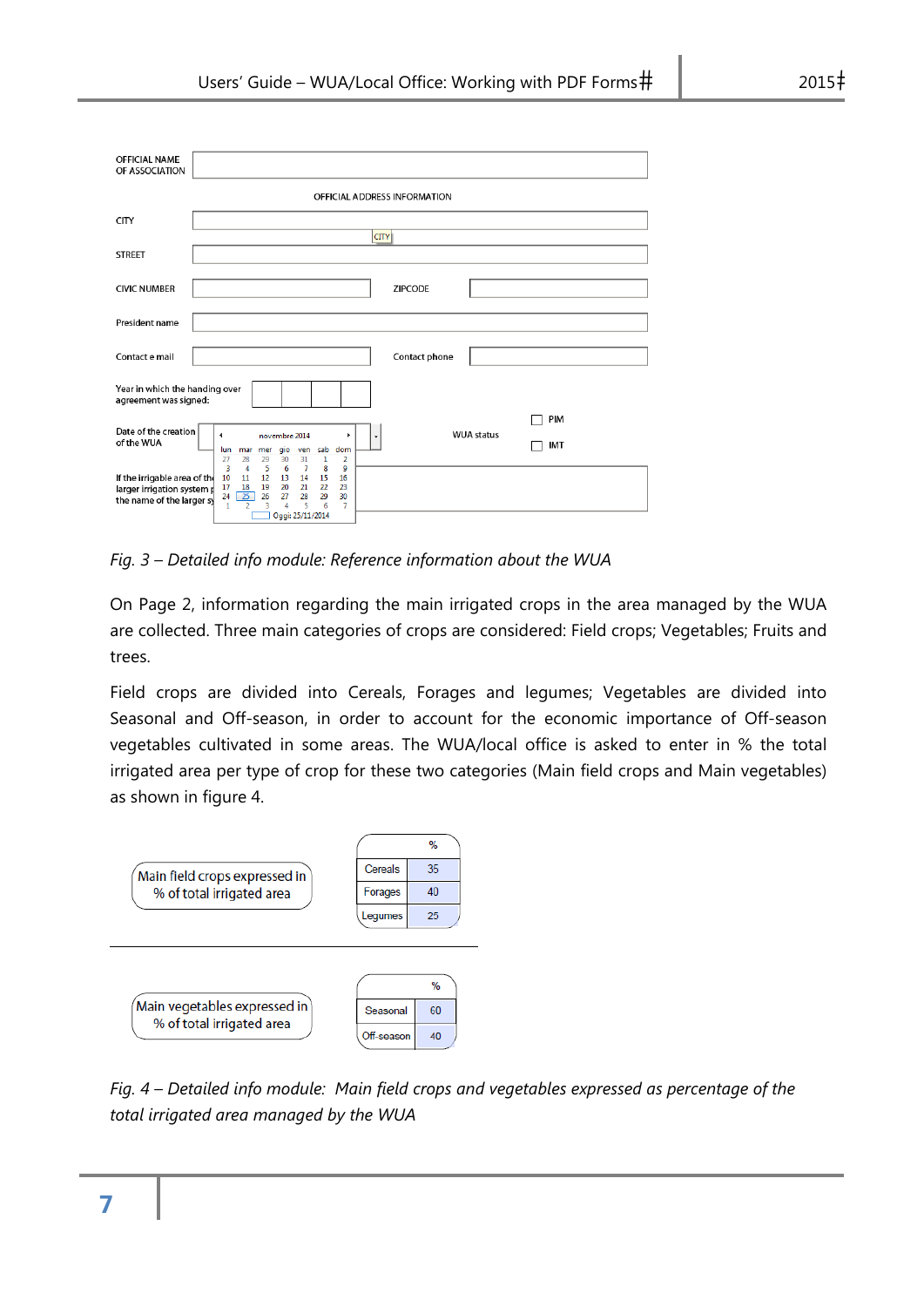OFFICIAL NAME OF ASSOCIATION

OFFICIAL ADDRESS INFORMATION

CITY

STREET

CIVIC NUMBER | ZIPCODE

President name

Contact e mail | Contact phone

Year in which the handing over agreement was signed:

Date of the creation of the WUA | WUA status: PIM / IMT

If the irrigable area of the ... larger irrigation system ... the name of the larger sy...

*Fig. 3 – Detailed info module: Reference information about the WUA*

On Page 2, information regarding the main irrigated crops in the area managed by the WUA are collected. Three main categories of crops are considered: Field crops; Vegetables; Fruits and trees.

Field crops are divided into Cereals, Forages and legumes; Vegetables are divided into Seasonal and Off-season, in order to account for the economic importance of Off-season vegetables cultivated in some areas. The WUA/local office is asked to enter in % the total irrigated area per type of crop for these two categories (Main field crops and Main vegetables) as shown in figure 4.

Main field crops expressed in % of total irrigated area

| | % |
|---|---|
| Cereals | 35 |
| Forages | 40 |
| Legumes | 25 |

Main vegetables expressed in % of total irrigated area

| | % |
|---|---|
| Seasonal | 60 |
| Off-season | 40 |

*Fig. 4 – Detailed info module: Main field crops and vegetables expressed as percentage of the total irrigated area managed by the WUA*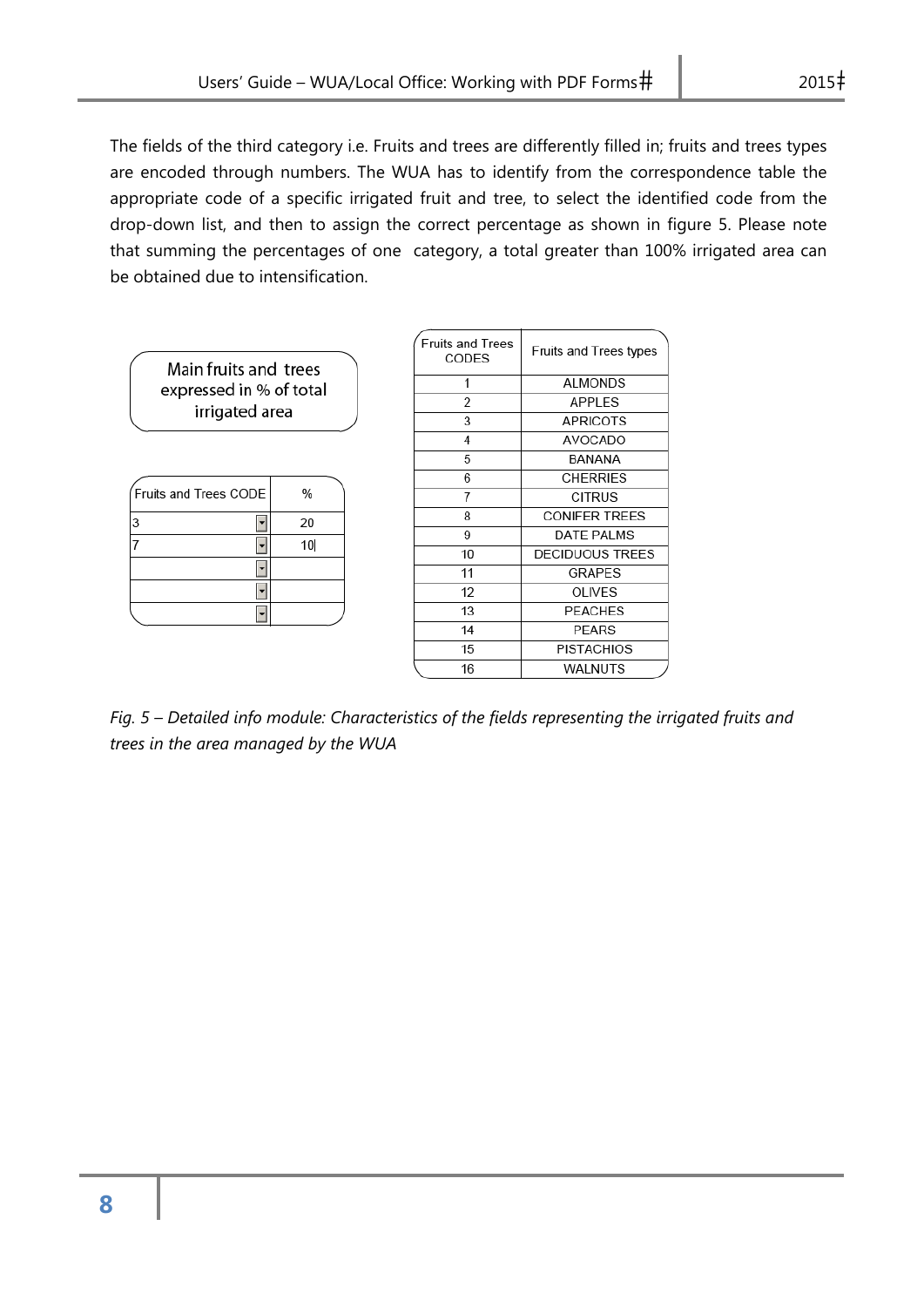The fields of the third category i.e. Fruits and trees are differently filled in; fruits and trees types are encoded through numbers. The WUA has to identify from the correspondence table the appropriate code of a specific irrigated fruit and tree, to select the identified code from the drop-down list, and then to assign the correct percentage as shown in figure 5. Please note that summing the percentages of one category, a total greater than 100% irrigated area can be obtained due to intensification.

Main fruits and trees expressed in % of total irrigated area

| Fruits and Trees CODE | % |
|---|---|
| 3 | 20 |
| 7 | 10 |
| | |
| | |
| | |

| Fruits and Trees CODES | Fruits and Trees types |
|---|---|
| 1 | ALMONDS |
| 2 | APPLES |
| 3 | APRICOTS |
| 4 | AVOCADO |
| 5 | BANANA |
| 6 | CHERRIES |
| 7 | CITRUS |
| 8 | CONIFER TREES |
| 9 | DATE PALMS |
| 10 | DECIDUOUS TREES |
| 11 | GRAPES |
| 12 | OLIVES |
| 13 | PEACHES |
| 14 | PEARS |
| 15 | PISTACHIOS |
| 16 | WALNUTS |

*Fig. 5 – Detailed info module: Characteristics of the fields representing the irrigated fruits and trees in the area managed by the WUA*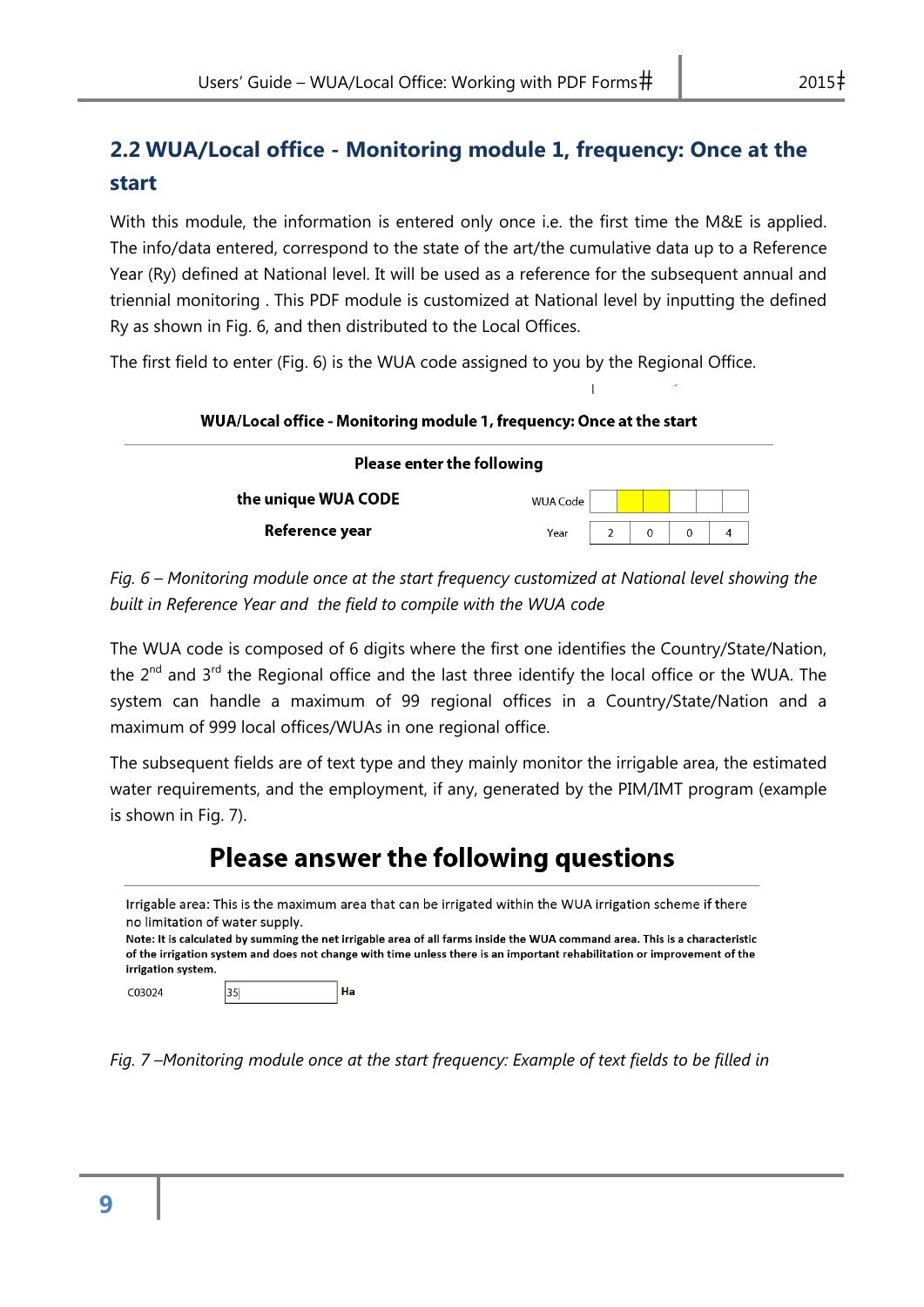## 2.2 WUA/Local office - Monitoring module 1, frequency: Once at the start

With this module, the information is entered only once i.e. the first time the M&E is applied. The info/data entered, correspond to the state of the art/the cumulative data up to a Reference Year (Ry) defined at National level. It will be used as a reference for the subsequent annual and triennial monitoring . This PDF module is customized at National level by inputting the defined Ry as shown in Fig. 6, and then distributed to the Local Offices.

The first field to enter (Fig. 6) is the WUA code assigned to you by the Regional Office.

**WUA/Local office - Monitoring module 1, frequency: Once at the start**

**Please enter the following**

| | | | | | | | | |
|---|---|---|---|---|---|---|---|---|
| **the unique WUA CODE** | WUA Code | | | | | | | |
| **Reference year** | Year | 2 | 0 | 0 | 4 | | | |

*Fig. 6 – Monitoring module once at the start frequency customized at National level showing the built in Reference Year and the field to compile with the WUA code*

The WUA code is composed of 6 digits where the first one identifies the Country/State/Nation, the 2nd and 3rd the Regional office and the last three identify the local office or the WUA. The system can handle a maximum of 99 regional offices in a Country/State/Nation and a maximum of 999 local offices/WUAs in one regional office.

The subsequent fields are of text type and they mainly monitor the irrigable area, the estimated water requirements, and the employment, if any, generated by the PIM/IMT program (example is shown in Fig. 7).

**Please answer the following questions**

Irrigable area: This is the maximum area that can be irrigated within the WUA irrigation scheme if there no limitation of water supply.

**Note: It is calculated by summing the net irrigable area of all farms inside the WUA command area. This is a characteristic of the irrigation system and does not change with time unless there is an important rehabilitation or improvement of the irrigation system.**

C03024 | 35 | **Ha**

*Fig. 7 –Monitoring module once at the start frequency: Example of text fields to be filled in*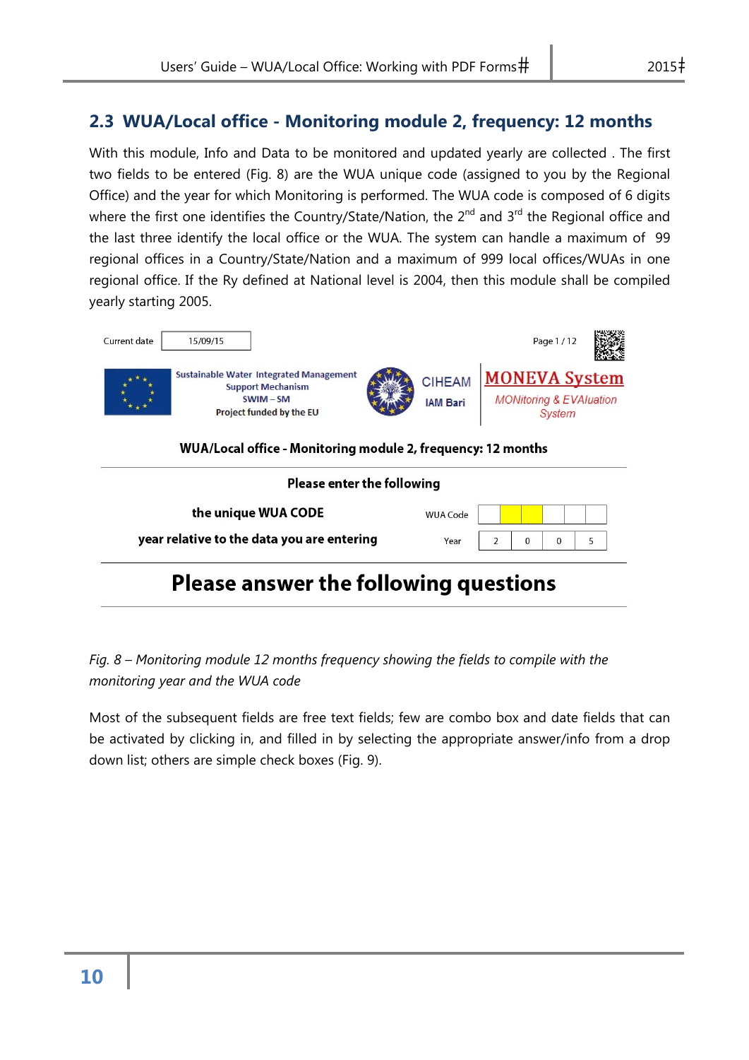## 2.3 WUA/Local office - Monitoring module 2, frequency: 12 months

With this module, Info and Data to be monitored and updated yearly are collected . The first two fields to be entered (Fig. 8) are the WUA unique code (assigned to you by the Regional Office) and the year for which Monitoring is performed. The WUA code is composed of 6 digits where the first one identifies the Country/State/Nation, the 2nd and 3rd the Regional office and the last three identify the local office or the WUA. The system can handle a maximum of 99 regional offices in a Country/State/Nation and a maximum of 999 local offices/WUAs in one regional office. If the Ry defined at National level is 2004, then this module shall be compiled yearly starting 2005.

Current date 15/09/15

Page 1 / 12

Sustainable Water Integrated Management Support Mechanism SWIM – SM Project funded by the EU

CIHEAM IAM Bari

MONEVA System
MONitoring & EVAluation System

**WUA/Local office - Monitoring module 2, frequency: 12 months**

**Please enter the following**

| | | | | | | | | |
|---|---|---|---|---|---|---|---|---|
| **the unique WUA CODE** | WUA Code | | | | | | | |
| **year relative to the data you are entering** | Year | 2 | 0 | 0 | 5 | | | |

**Please answer the following questions**

*Fig. 8 – Monitoring module 12 months frequency showing the fields to compile with the monitoring year and the WUA code*

Most of the subsequent fields are free text fields; few are combo box and date fields that can be activated by clicking in, and filled in by selecting the appropriate answer/info from a drop down list; others are simple check boxes (Fig. 9).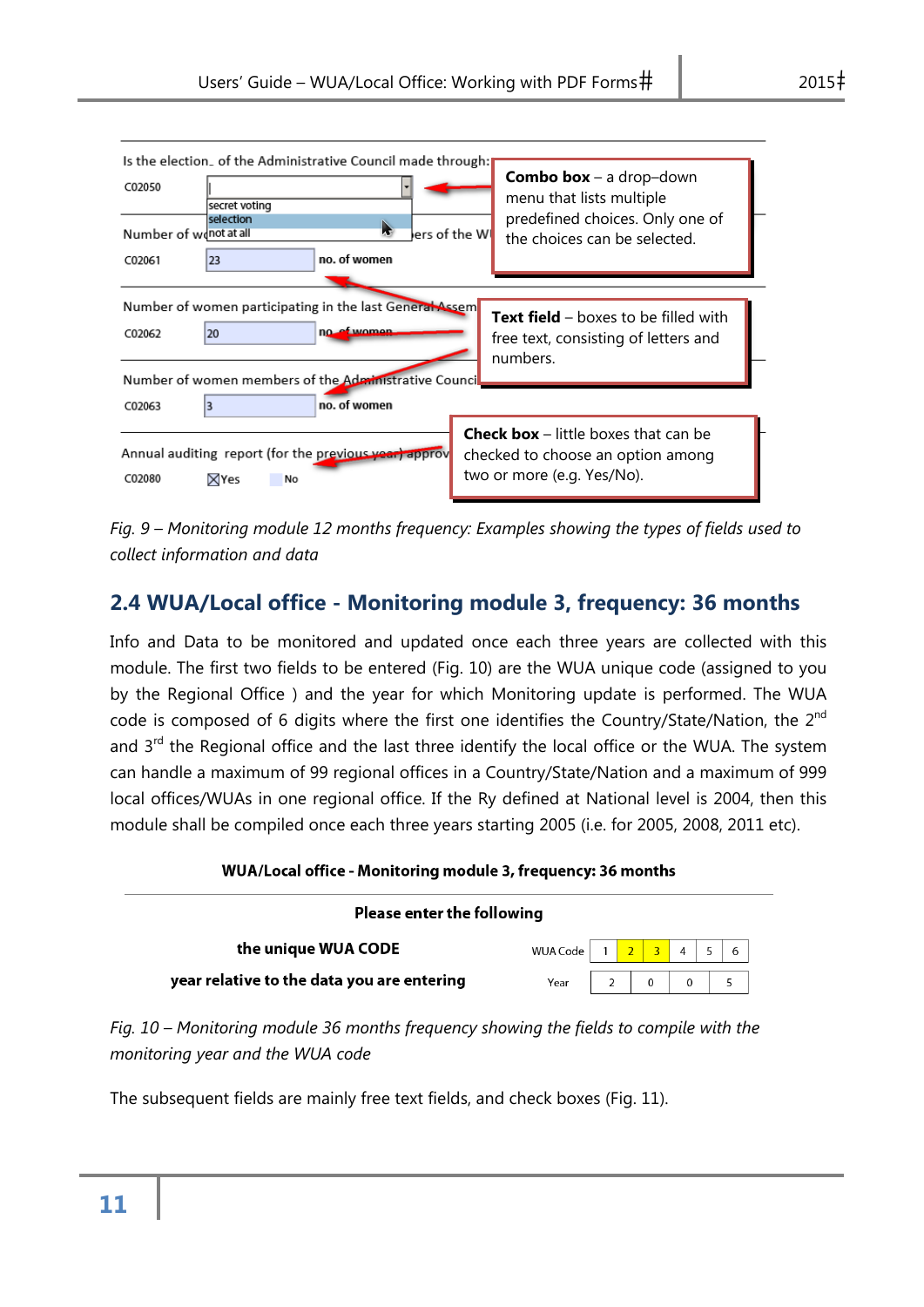Is the election_ of the Administrative Council made through:

C02050 [combo box: secret voting / selection / not at all]

**Combo box** – a drop–down menu that lists multiple predefined choices. Only one of the choices can be selected.

Number of women members of the WUA

C02061 23 no. of women

Number of women participating in the last General Assembly

C02062 20 no. of women

**Text field** – boxes to be filled with free text, consisting of letters and numbers.

Number of women members of the Administrative Council

C02063 3 no. of women

Annual auditing report (for the previous year) approved

C02080 ☒Yes No

**Check box** – little boxes that can be checked to choose an option among two or more (e.g. Yes/No).

*Fig. 9 – Monitoring module 12 months frequency: Examples showing the types of fields used to collect information and data*

## 2.4 WUA/Local office - Monitoring module 3, frequency: 36 months

Info and Data to be monitored and updated once each three years are collected with this module. The first two fields to be entered (Fig. 10) are the WUA unique code (assigned to you by the Regional Office ) and the year for which Monitoring update is performed. The WUA code is composed of 6 digits where the first one identifies the Country/State/Nation, the 2nd and 3rd the Regional office and the last three identify the local office or the WUA. The system can handle a maximum of 99 regional offices in a Country/State/Nation and a maximum of 999 local offices/WUAs in one regional office. If the Ry defined at National level is 2004, then this module shall be compiled once each three years starting 2005 (i.e. for 2005, 2008, 2011 etc).

**WUA/Local office - Monitoring module 3, frequency: 36 months**

**Please enter the following**

| | | | | | | | | |
|---|---|---|---|---|---|---|---|---|
| **the unique WUA CODE** | WUA Code | 1 | 2 | 3 | 4 | 5 | 6 |
| **year relative to the data you are entering** | Year | 2 | 0 | 0 | 5 | | |

*Fig. 10 – Monitoring module 36 months frequency showing the fields to compile with the monitoring year and the WUA code*

The subsequent fields are mainly free text fields, and check boxes (Fig. 11).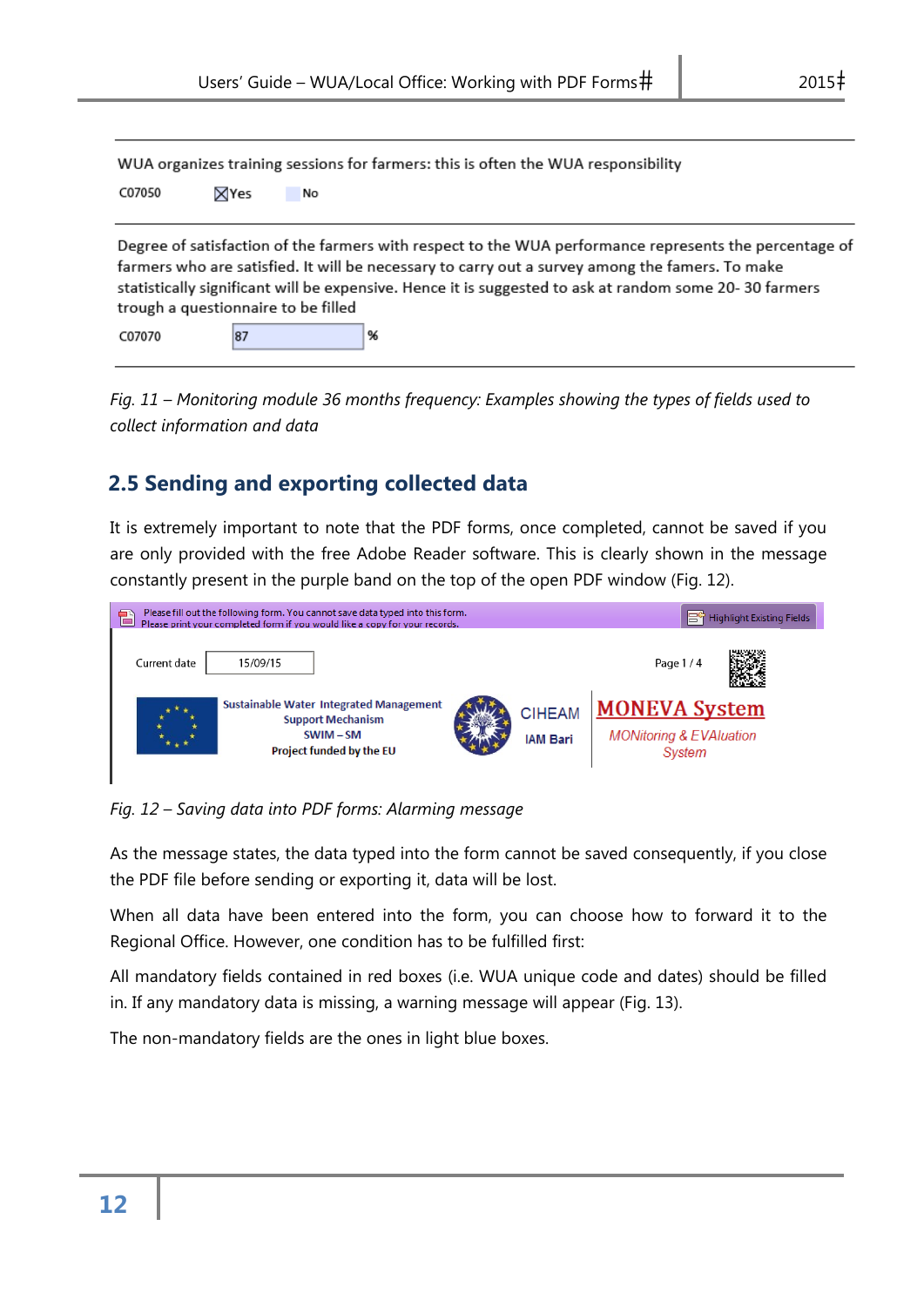WUA organizes training sessions for farmers: this is often the WUA responsibility

C07050 ☒Yes ☐No

Degree of satisfaction of the farmers with respect to the WUA performance represents the percentage of farmers who are satisfied. It will be necessary to carry out a survey among the famers. To make statistically significant will be expensive. Hence it is suggested to ask at random some 20- 30 farmers trough a questionnaire to be filled

C07070 87 %

*Fig. 11 – Monitoring module 36 months frequency: Examples showing the types of fields used to collect information and data*

## 2.5 Sending and exporting collected data

It is extremely important to note that the PDF forms, once completed, cannot be saved if you are only provided with the free Adobe Reader software. This is clearly shown in the message constantly present in the purple band on the top of the open PDF window (Fig. 12).

Please fill out the following form. You cannot save data typed into this form.
Please print your completed form if you would like a copy for your records.
Highlight Existing Fields

Current date 15/09/15 Page 1 / 4

Sustainable Water Integrated Management Support Mechanism SWIM – SM Project funded by the EU

CIHEAM IAM Bari

MONEVA System
MONitoring & EVAluation System

*Fig. 12 – Saving data into PDF forms: Alarming message*

As the message states, the data typed into the form cannot be saved consequently, if you close the PDF file before sending or exporting it, data will be lost.

When all data have been entered into the form, you can choose how to forward it to the Regional Office. However, one condition has to be fulfilled first:

All mandatory fields contained in red boxes (i.e. WUA unique code and dates) should be filled in. If any mandatory data is missing, a warning message will appear (Fig. 13).

The non-mandatory fields are the ones in light blue boxes.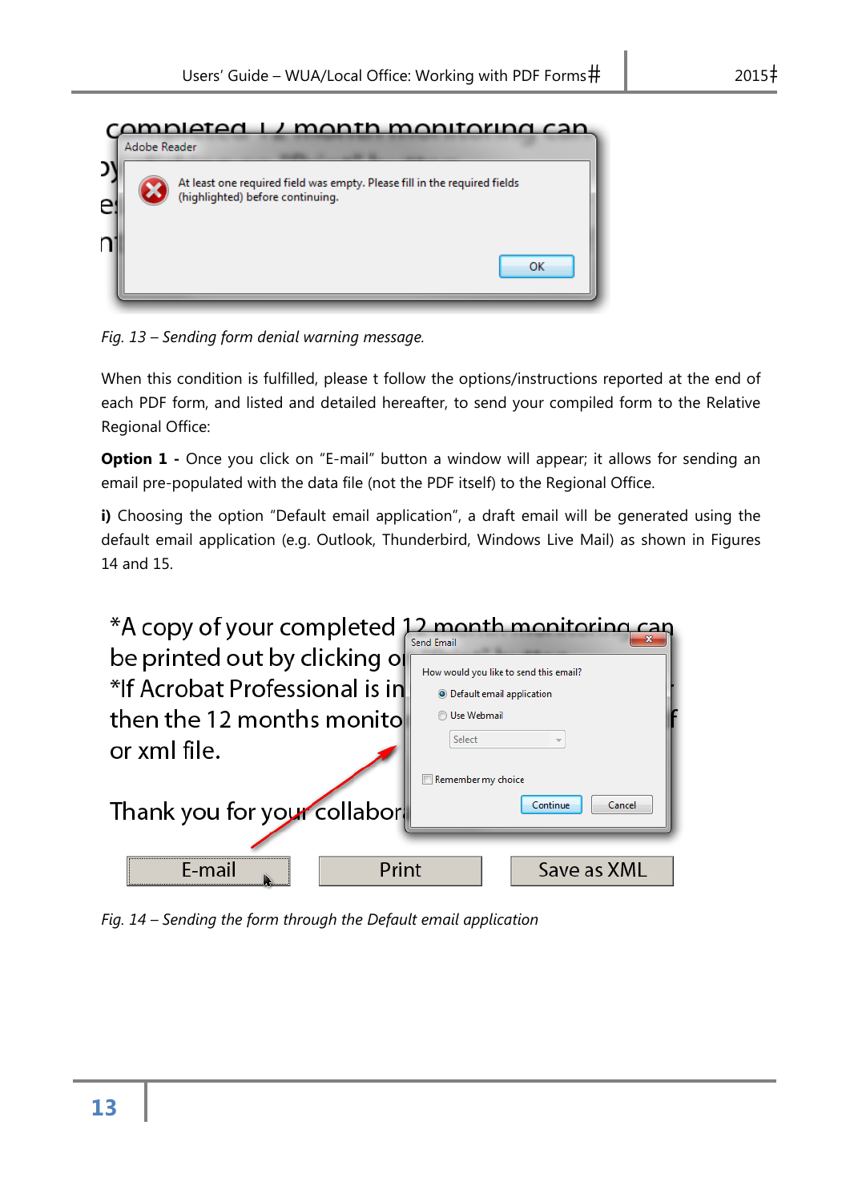*Fig. 13 – Sending form denial warning message.*

When this condition is fulfilled, please t follow the options/instructions reported at the end of each PDF form, and listed and detailed hereafter, to send your compiled form to the Relative Regional Office:

**Option 1 -** Once you click on “E-mail” button a window will appear; it allows for sending an email pre-populated with the data file (not the PDF itself) to the Regional Office.

**i)** Choosing the option “Default email application”, a draft email will be generated using the default email application (e.g. Outlook, Thunderbird, Windows Live Mail) as shown in Figures 14 and 15.

*Fig. 14 – Sending the form through the Default email application*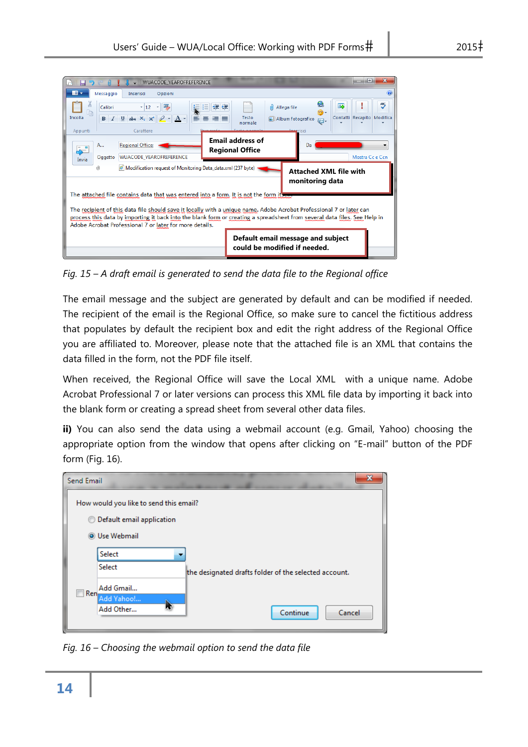Fig. 15 – A draft email is generated to send the data file to the Regional office

The email message and the subject are generated by default and can be modified if needed. The recipient of the email is the Regional Office, so make sure to cancel the fictitious address that populates by default the recipient box and edit the right address of the Regional Office you are affiliated to. Moreover, please note that the attached file is an XML that contains the data filled in the form, not the PDF file itself.

When received, the Regional Office will save the Local XML with a unique name. Adobe Acrobat Professional 7 or later versions can process this XML file data by importing it back into the blank form or creating a spread sheet from several other data files.

**ii)** You can also send the data using a webmail account (e.g. Gmail, Yahoo) choosing the appropriate option from the window that opens after clicking on "E-mail" button of the PDF form (Fig. 16).

Fig. 16 – Choosing the webmail option to send the data file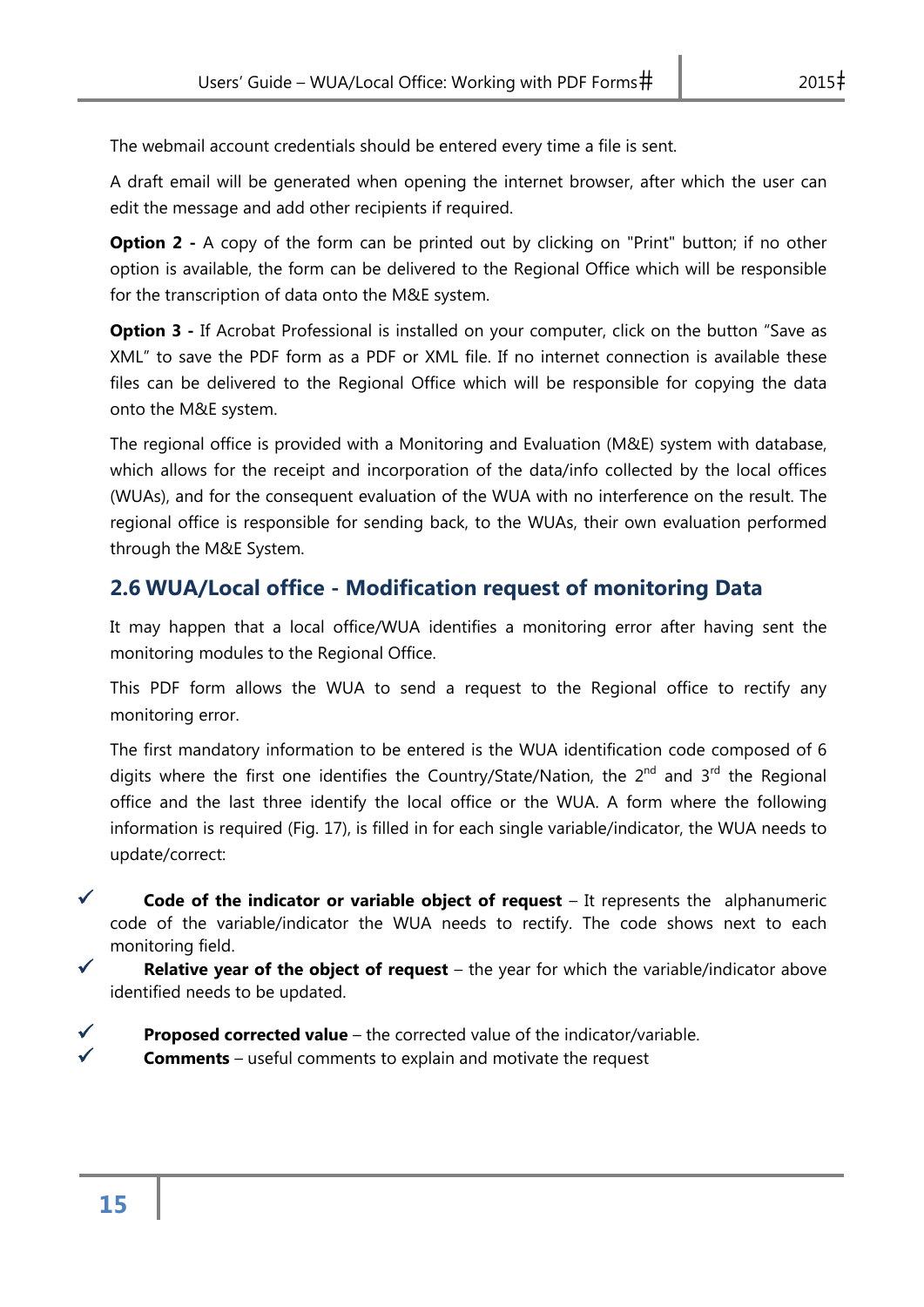The webmail account credentials should be entered every time a file is sent.

A draft email will be generated when opening the internet browser, after which the user can edit the message and add other recipients if required.

**Option 2 -** A copy of the form can be printed out by clicking on "Print" button; if no other option is available, the form can be delivered to the Regional Office which will be responsible for the transcription of data onto the M&E system.

**Option 3 -** If Acrobat Professional is installed on your computer, click on the button "Save as XML" to save the PDF form as a PDF or XML file. If no internet connection is available these files can be delivered to the Regional Office which will be responsible for copying the data onto the M&E system.

The regional office is provided with a Monitoring and Evaluation (M&E) system with database, which allows for the receipt and incorporation of the data/info collected by the local offices (WUAs), and for the consequent evaluation of the WUA with no interference on the result. The regional office is responsible for sending back, to the WUAs, their own evaluation performed through the M&E System.

## 2.6 WUA/Local office - Modification request of monitoring Data

It may happen that a local office/WUA identifies a monitoring error after having sent the monitoring modules to the Regional Office.

This PDF form allows the WUA to send a request to the Regional office to rectify any monitoring error.

The first mandatory information to be entered is the WUA identification code composed of 6 digits where the first one identifies the Country/State/Nation, the 2nd and 3rd the Regional office and the last three identify the local office or the WUA. A form where the following information is required (Fig. 17), is filled in for each single variable/indicator, the WUA needs to update/correct:

- ✓ **Code of the indicator or variable object of request** – It represents the alphanumeric code of the variable/indicator the WUA needs to rectify. The code shows next to each monitoring field.
- ✓ **Relative year of the object of request** – the year for which the variable/indicator above identified needs to be updated.
- ✓ **Proposed corrected value** – the corrected value of the indicator/variable.
- ✓ **Comments** – useful comments to explain and motivate the request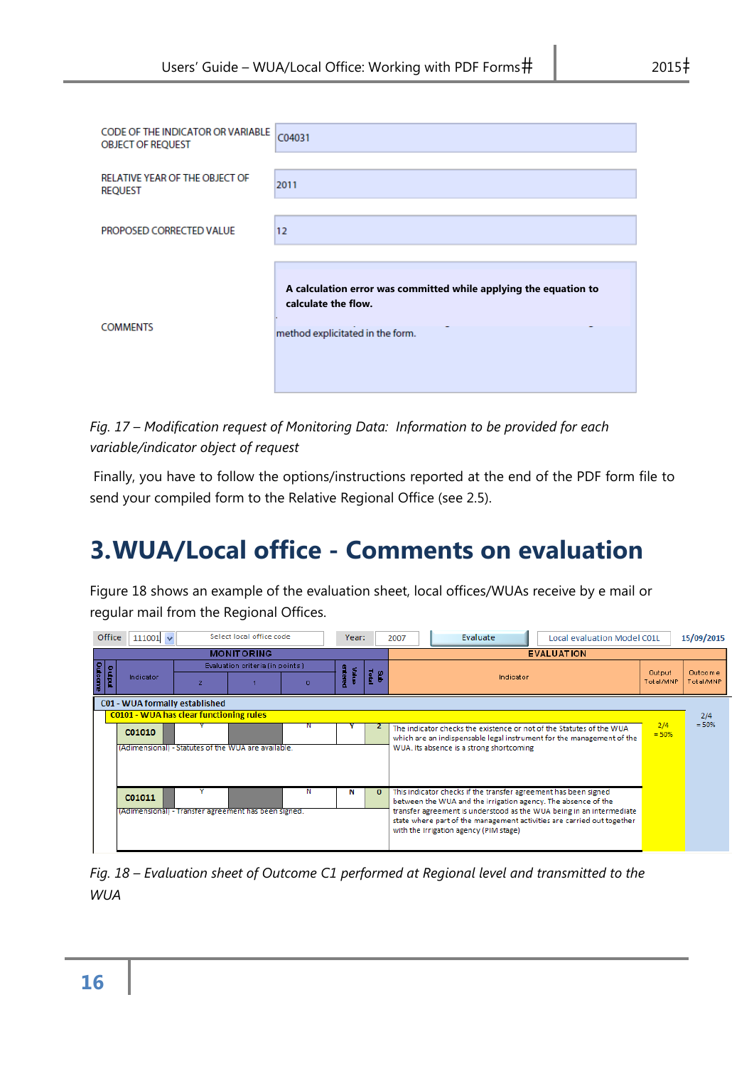| | |
|---|---|
| CODE OF THE INDICATOR OR VARIABLE OBJECT OF REQUEST | C04031 |
| RELATIVE YEAR OF THE OBJECT OF REQUEST | 2011 |
| PROPOSED CORRECTED VALUE | 12 |
| COMMENTS | **A calculation error was committed while applying the equation to calculate the flow.** method explicitated in the form. |

*Fig. 17 – Modification request of Monitoring Data: Information to be provided for each variable/indicator object of request*

Finally, you have to follow the options/instructions reported at the end of the PDF form file to send your compiled form to the Relative Regional Office (see 2.5).

# 3. WUA/Local office - Comments on evaluation

Figure 18 shows an example of the evaluation sheet, local offices/WUAs receive by e mail or regular mail from the Regional Offices.

Office: 111001 | Select local office code | Year: 2007 | Evaluate | Local evaluation Model C01L | 15/09/2015

| MONITORING | | | | | | | | EVALUATION | | |
|---|---|---|---|---|---|---|---|---|---|---|
| Outcome | Output | Indicator | Evaluation criteria (in points) | | | Value entered | Sub Total | Indicator | Output Total/MNP | Outcome Total/MNP |
| | | | 2 | 1 | 0 | | | | | |
| C01 - WUA formally established | | | | | | | | | | 2/4 = 50% |
| | C0101 - WUA has clear functioning rules | | | | | | | | 2/4 = 50% | |
| | | C01010 (Adimensional) - Statutes of the WUA are available. | Y | | N | Y | 2 | The indicator checks the existence or not of the Statutes of the WUA which are an indispensable legal instrument for the management of the WUA. Its absence is a strong shortcoming | | |
| | | C01011 (Adimensional) - Transfer agreement has been signed. | Y | | N | N | 0 | This indicator checks if the transfer agreement has been signed between the WUA and the irrigation agency. The absence of the transfer agreement is understood as the WUA being in an intermediate state where part of the management activities are carried out together with the irrigation agency (PIM stage) | | |

*Fig. 18 – Evaluation sheet of Outcome C1 performed at Regional level and transmitted to the WUA*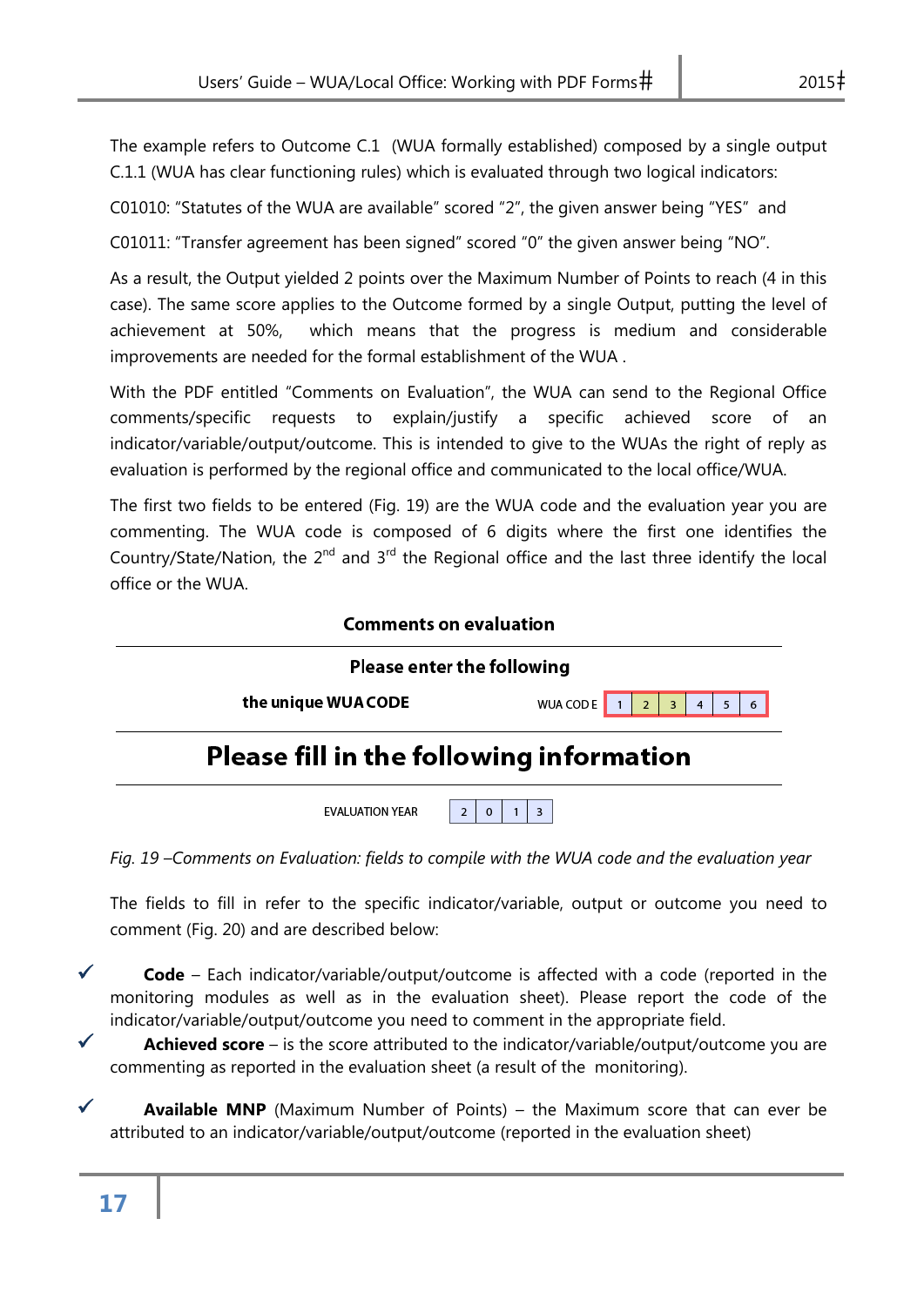The example refers to Outcome C.1 (WUA formally established) composed by a single output C.1.1 (WUA has clear functioning rules) which is evaluated through two logical indicators:

C01010: "Statutes of the WUA are available" scored "2", the given answer being "YES" and

C01011: "Transfer agreement has been signed" scored "0" the given answer being "NO".

As a result, the Output yielded 2 points over the Maximum Number of Points to reach (4 in this case). The same score applies to the Outcome formed by a single Output, putting the level of achievement at 50%, which means that the progress is medium and considerable improvements are needed for the formal establishment of the WUA .

With the PDF entitled "Comments on Evaluation", the WUA can send to the Regional Office comments/specific requests to explain/justify a specific achieved score of an indicator/variable/output/outcome. This is intended to give to the WUAs the right of reply as evaluation is performed by the regional office and communicated to the local office/WUA.

The first two fields to be entered (Fig. 19) are the WUA code and the evaluation year you are commenting. The WUA code is composed of 6 digits where the first one identifies the Country/State/Nation, the 2nd and 3rd the Regional office and the last three identify the local office or the WUA.

**Comments on evaluation**

**Please enter the following**

**the unique WUA CODE** WUA CODE | 1 | 2 | 3 | 4 | 5 | 6 |

**Please fill in the following information**

EVALUATION YEAR | 2 | 0 | 1 | 3 |

*Fig. 19 –Comments on Evaluation: fields to compile with the WUA code and the evaluation year*

The fields to fill in refer to the specific indicator/variable, output or outcome you need to comment (Fig. 20) and are described below:

- ✓ **Code** – Each indicator/variable/output/outcome is affected with a code (reported in the monitoring modules as well as in the evaluation sheet). Please report the code of the indicator/variable/output/outcome you need to comment in the appropriate field.
- ✓ **Achieved score** – is the score attributed to the indicator/variable/output/outcome you are commenting as reported in the evaluation sheet (a result of the monitoring).
- ✓ **Available MNP** (Maximum Number of Points) – the Maximum score that can ever be attributed to an indicator/variable/output/outcome (reported in the evaluation sheet)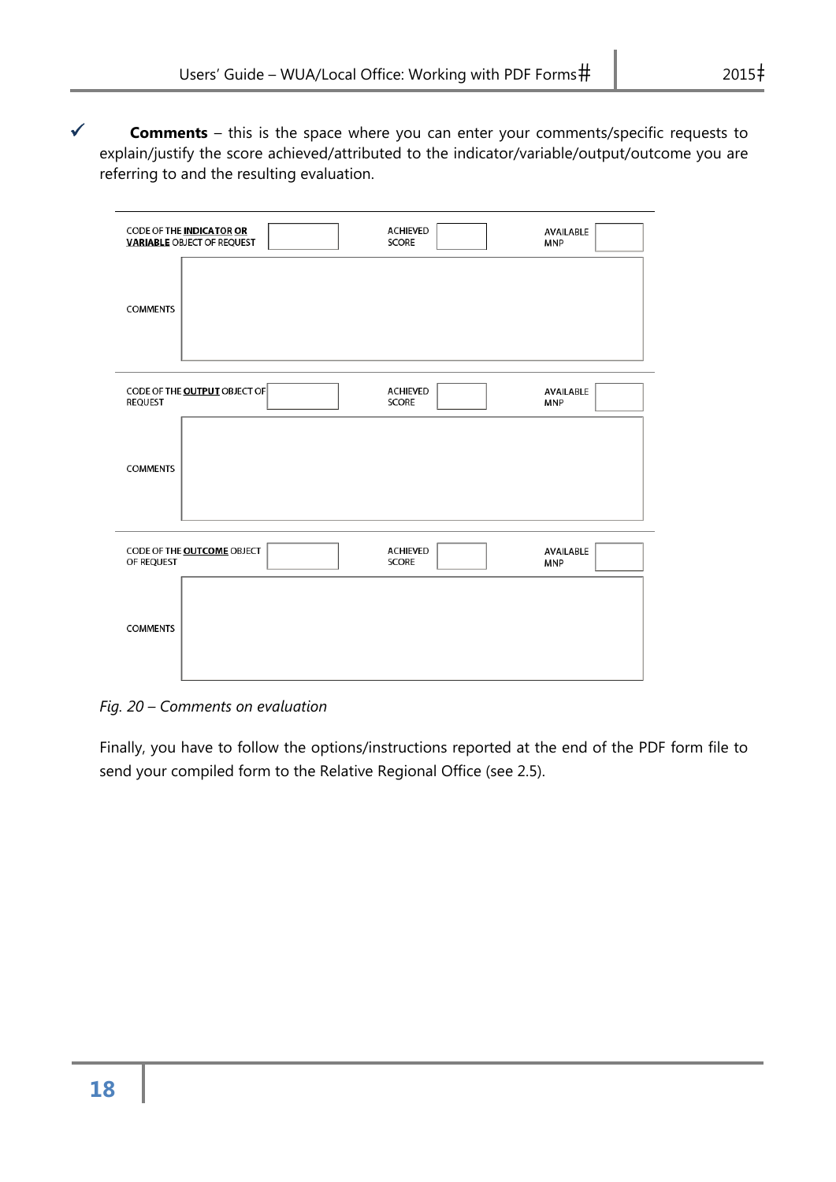- ✓ **Comments** – this is the space where you can enter your comments/specific requests to explain/justify the score achieved/attributed to the indicator/variable/output/outcome you are referring to and the resulting evaluation.

| CODE OF THE **INDICATOR OR VARIABLE** OBJECT OF REQUEST | | ACHIEVED SCORE | | AVAILABLE MNP | |
|---|---|---|---|---|---|
| COMMENTS | | | | | |

| CODE OF THE **OUTPUT** OBJECT OF REQUEST | | ACHIEVED SCORE | | AVAILABLE MNP | |
|---|---|---|---|---|---|
| COMMENTS | | | | | |

| CODE OF THE **OUTCOME** OBJECT OF REQUEST | | ACHIEVED SCORE | | AVAILABLE MNP | |
|---|---|---|---|---|---|
| COMMENTS | | | | | |

*Fig. 20 – Comments on evaluation*

Finally, you have to follow the options/instructions reported at the end of the PDF form file to send your compiled form to the Relative Regional Office (see 2.5).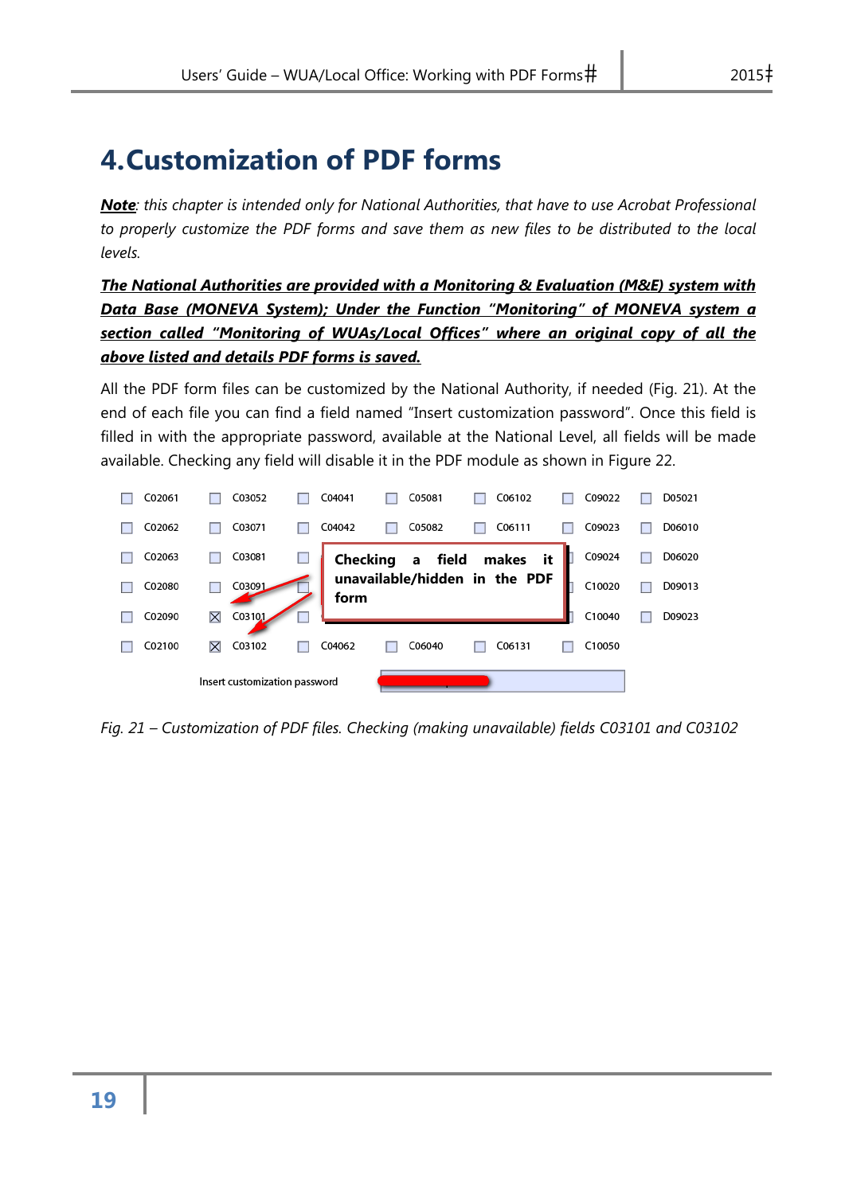# 4. Customization of PDF forms

***Note**: this chapter is intended only for National Authorities, that have to use Acrobat Professional to properly customize the PDF forms and save them as new files to be distributed to the local levels.*

***<u>The National Authorities are provided with a Monitoring & Evaluation (M&E) system with Data Base (MONEVA System); Under the Function "Monitoring" of MONEVA system a section called "Monitoring of WUAs/Local Offices" where an original copy of all the above listed and details PDF forms is saved.</u>***

All the PDF form files can be customized by the National Authority, if needed (Fig. 21). At the end of each file you can find a field named "Insert customization password". Once this field is filled in with the appropriate password, available at the National Level, all fields will be made available. Checking any field will disable it in the PDF module as shown in Figure 22.

| | | | | | | |
|---|---|---|---|---|---|---|
| ☐ C02061 | ☐ C03052 | ☐ C04041 | ☐ C05081 | ☐ C06102 | ☐ C09022 | ☐ D05021 |
| ☐ C02062 | ☐ C03071 | ☐ C04042 | ☐ C05082 | ☐ C06111 | ☐ C09023 | ☐ D06010 |
| ☐ C02063 | ☐ C03081 | ☐ | | | ☐ C09024 | ☐ D06020 |
| ☐ C02080 | ☐ C03091 | ☐ | | | ☐ C10020 | ☐ D09013 |
| ☐ C02090 | ☒ C03101 | ☐ | | | ☐ C10040 | ☐ D09023 |
| ☐ C02100 | ☒ C03102 | ☐ C04062 | ☐ C06040 | ☐ C06131 | ☐ C10050 | |

**Checking a field makes it unavailable/hidden in the PDF form**

Insert customization password

*Fig. 21 – Customization of PDF files. Checking (making unavailable) fields C03101 and C03102*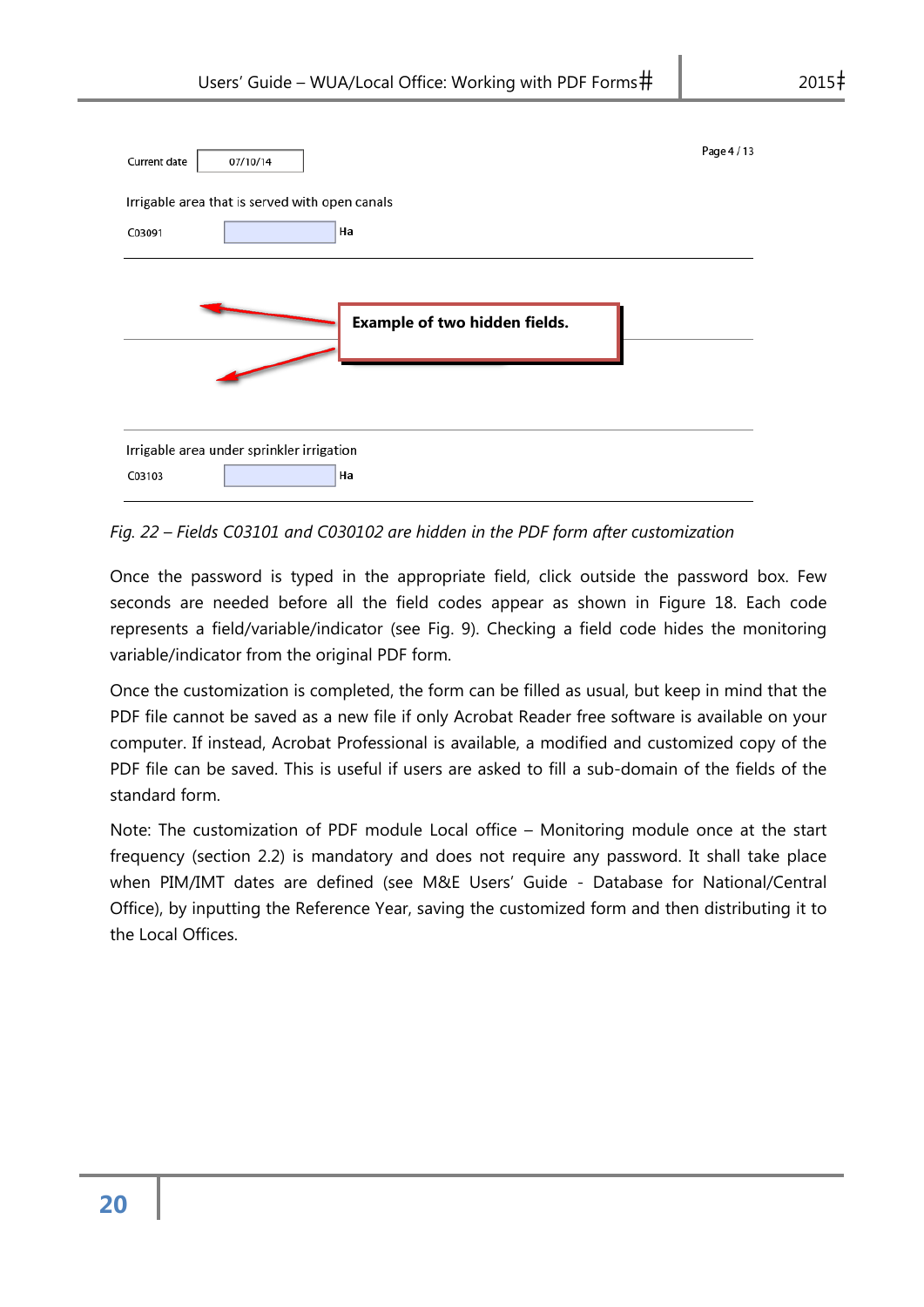Current date 07/10/14

Page 4 / 13

Irrigable area that is served with open canals

C03091 Ha

**Example of two hidden fields.**

Irrigable area under sprinkler irrigation

C03103 Ha

*Fig. 22 – Fields C03101 and C030102 are hidden in the PDF form after customization*

Once the password is typed in the appropriate field, click outside the password box. Few seconds are needed before all the field codes appear as shown in Figure 18. Each code represents a field/variable/indicator (see Fig. 9). Checking a field code hides the monitoring variable/indicator from the original PDF form.

Once the customization is completed, the form can be filled as usual, but keep in mind that the PDF file cannot be saved as a new file if only Acrobat Reader free software is available on your computer. If instead, Acrobat Professional is available, a modified and customized copy of the PDF file can be saved. This is useful if users are asked to fill a sub-domain of the fields of the standard form.

Note: The customization of PDF module Local office – Monitoring module once at the start frequency (section 2.2) is mandatory and does not require any password. It shall take place when PIM/IMT dates are defined (see M&E Users' Guide - Database for National/Central Office), by inputting the Reference Year, saving the customized form and then distributing it to the Local Offices.